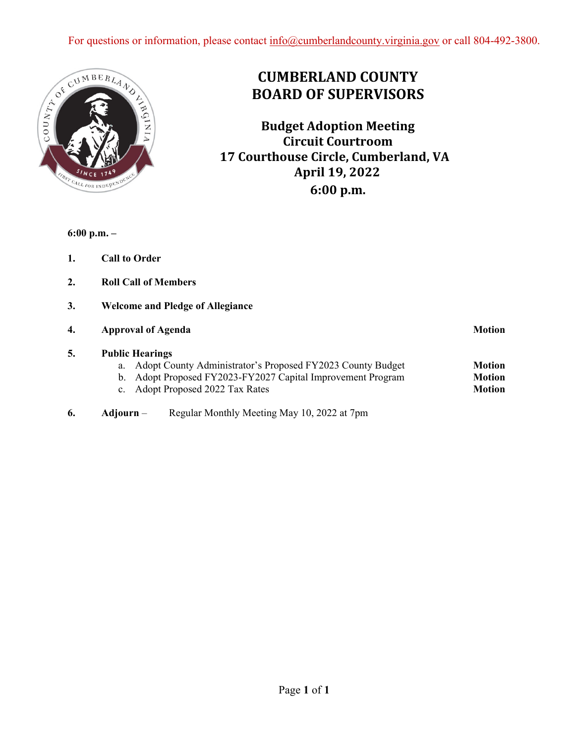For questions or information, please contact info@cumberlandcounty.virginia.gov or call 804-492-3800.

# CUMBERLAND COUNTY BOARD OF SUPERVISORS

## Budget Adoption Meeting
## Circuit Courtroom
## 17 Courthouse Circle, Cumberland, VA
## April 19, 2022
## 6:00 p.m.

**6:00 p.m. –**

1. **Call to Order**
2. **Roll Call of Members**
3. **Welcome and Pledge of Allegiance**
4. **Approval of Agenda** — **Motion**
5. **Public Hearings**
   a. Adopt County Administrator's Proposed FY2023 County Budget — **Motion**
   b. Adopt Proposed FY2023-FY2027 Capital Improvement Program — **Motion**
   c. Adopt Proposed 2022 Tax Rates — **Motion**
6. **Adjourn** – Regular Monthly Meeting May 10, 2022 at 7pm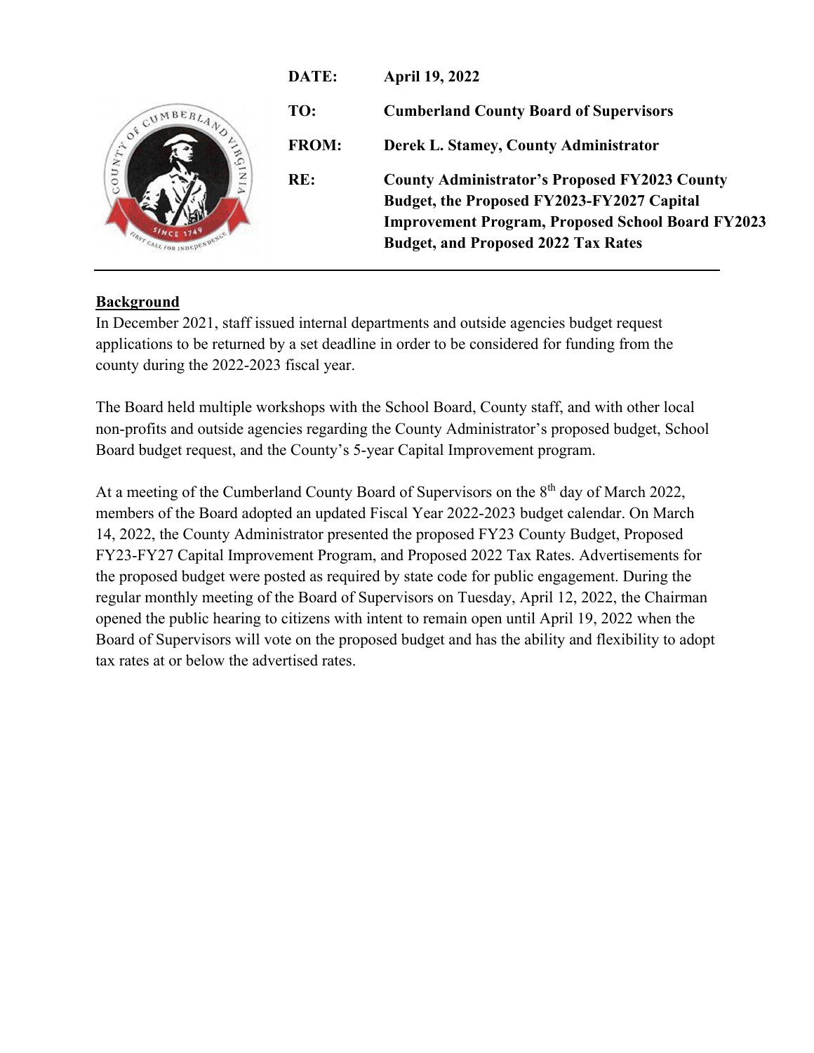| | |
|---|---|
| **DATE:** | **April 19, 2022** |
| **TO:** | **Cumberland County Board of Supervisors** |
| **FROM:** | **Derek L. Stamey, County Administrator** |
| **RE:** | **County Administrator's Proposed FY2023 County Budget, the Proposed FY2023-FY2027 Capital Improvement Program, Proposed School Board FY2023 Budget, and Proposed 2022 Tax Rates** |

---

**Background**

In December 2021, staff issued internal departments and outside agencies budget request applications to be returned by a set deadline in order to be considered for funding from the county during the 2022-2023 fiscal year.

The Board held multiple workshops with the School Board, County staff, and with other local non-profits and outside agencies regarding the County Administrator's proposed budget, School Board budget request, and the County's 5-year Capital Improvement program.

At a meeting of the Cumberland County Board of Supervisors on the 8th day of March 2022, members of the Board adopted an updated Fiscal Year 2022-2023 budget calendar. On March 14, 2022, the County Administrator presented the proposed FY23 County Budget, Proposed FY23-FY27 Capital Improvement Program, and Proposed 2022 Tax Rates. Advertisements for the proposed budget were posted as required by state code for public engagement. During the regular monthly meeting of the Board of Supervisors on Tuesday, April 12, 2022, the Chairman opened the public hearing to citizens with intent to remain open until April 19, 2022 when the Board of Supervisors will vote on the proposed budget and has the ability and flexibility to adopt tax rates at or below the advertised rates.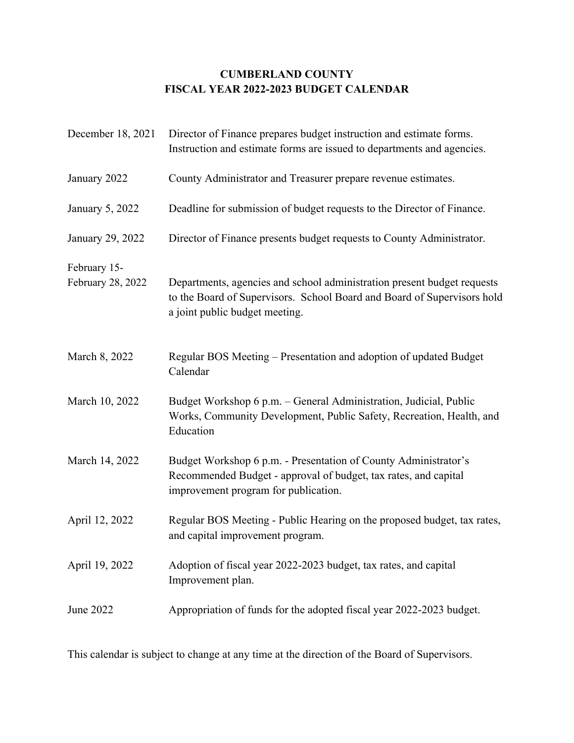# CUMBERLAND COUNTY
## FISCAL YEAR 2022-2023 BUDGET CALENDAR

| | |
|---|---|
| December 18, 2021 | Director of Finance prepares budget instruction and estimate forms. Instruction and estimate forms are issued to departments and agencies. |
| January 2022 | County Administrator and Treasurer prepare revenue estimates. |
| January 5, 2022 | Deadline for submission of budget requests to the Director of Finance. |
| January 29, 2022 | Director of Finance presents budget requests to County Administrator. |
| February 15- February 28, 2022 | Departments, agencies and school administration present budget requests to the Board of Supervisors. School Board and Board of Supervisors hold a joint public budget meeting. |
| March 8, 2022 | Regular BOS Meeting – Presentation and adoption of updated Budget Calendar |
| March 10, 2022 | Budget Workshop 6 p.m. – General Administration, Judicial, Public Works, Community Development, Public Safety, Recreation, Health, and Education |
| March 14, 2022 | Budget Workshop 6 p.m. - Presentation of County Administrator's Recommended Budget - approval of budget, tax rates, and capital improvement program for publication. |
| April 12, 2022 | Regular BOS Meeting - Public Hearing on the proposed budget, tax rates, and capital improvement program. |
| April 19, 2022 | Adoption of fiscal year 2022-2023 budget, tax rates, and capital Improvement plan. |
| June 2022 | Appropriation of funds for the adopted fiscal year 2022-2023 budget. |

This calendar is subject to change at any time at the direction of the Board of Supervisors.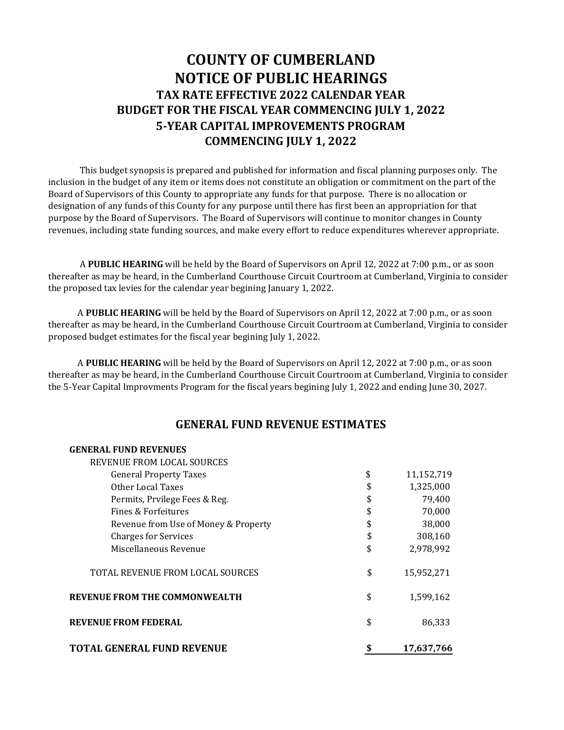# COUNTY OF CUMBERLAND
# NOTICE OF PUBLIC HEARINGS
## TAX RATE EFFECTIVE 2022 CALENDAR YEAR
## BUDGET FOR THE FISCAL YEAR COMMENCING JULY 1, 2022
## 5-YEAR CAPITAL IMPROVEMENTS PROGRAM
## COMMENCING JULY 1, 2022

This budget synopsis is prepared and published for information and fiscal planning purposes only. The inclusion in the budget of any item or items does not constitute an obligation or commitment on the part of the Board of Supervisors of this County to appropriate any funds for that purpose. There is no allocation or designation of any funds of this County for any purpose until there has first been an appropriation for that purpose by the Board of Supervisors. The Board of Supervisors will continue to monitor changes in County revenues, including state funding sources, and make every effort to reduce expenditures wherever appropriate.

A **PUBLIC HEARING** will be held by the Board of Supervisors on April 12, 2022 at 7:00 p.m., or as soon thereafter as may be heard, in the Cumberland Courthouse Circuit Courtroom at Cumberland, Virginia to consider the proposed tax levies for the calendar year begining January 1, 2022.

A **PUBLIC HEARING** will be held by the Board of Supervisors on April 12, 2022 at 7:00 p.m., or as soon thereafter as may be heard, in the Cumberland Courthouse Circuit Courtroom at Cumberland, Virginia to consider proposed budget estimates for the fiscal year begining July 1, 2022.

A **PUBLIC HEARING** will be held by the Board of Supervisors on April 12, 2022 at 7:00 p.m., or as soon thereafter as may be heard, in the Cumberland Courthouse Circuit Courtroom at Cumberland, Virginia to consider the 5-Year Capital Improvments Program for the fiscal years begining July 1, 2022 and ending June 30, 2027.

## GENERAL FUND REVENUE ESTIMATES

| | | |
|---|---|---|
| **GENERAL FUND REVENUES** | | |
| REVENUE FROM LOCAL SOURCES | | |
| General Property Taxes | $ | 11,152,719 |
| Other Local Taxes | $ | 1,325,000 |
| Permits, Prvilege Fees & Reg. | $ | 79,400 |
| Fines & Forfeitures | $ | 70,000 |
| Revenue from Use of Money & Property | $ | 38,000 |
| Charges for Services | $ | 308,160 |
| Miscellaneous Revenue | $ | 2,978,992 |
| TOTAL REVENUE FROM LOCAL SOURCES | $ | 15,952,271 |
| **REVENUE FROM THE COMMONWEALTH** | $ | 1,599,162 |
| **REVENUE FROM FEDERAL** | $ | 86,333 |
| **TOTAL GENERAL FUND REVENUE** | **$** | **17,637,766** |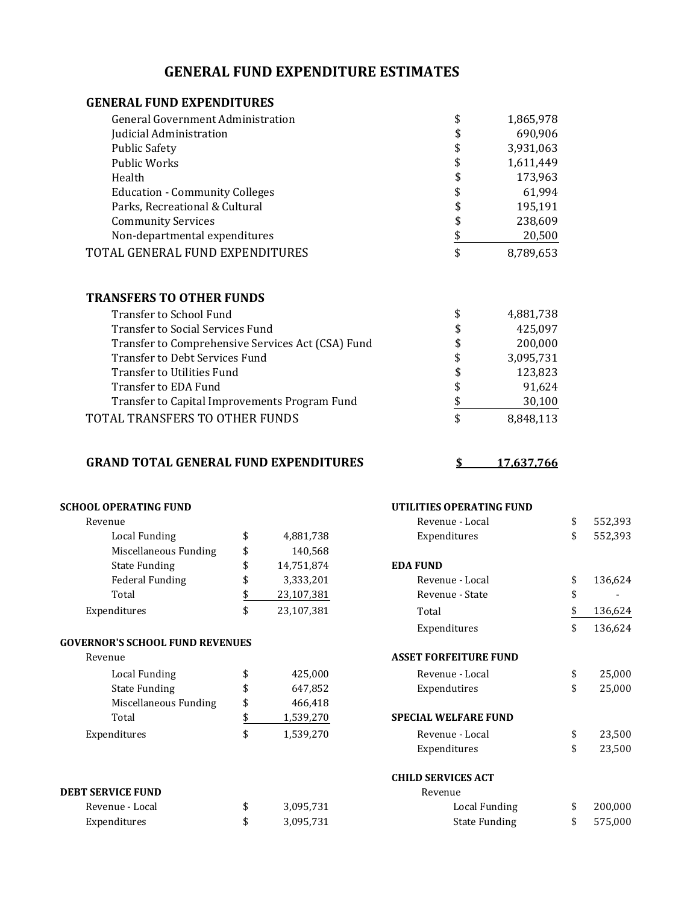# GENERAL FUND EXPENDITURE ESTIMATES

## GENERAL FUND EXPENDITURES

| | | |
|---|---|---|
| General Government Administration | $ | 1,865,978 |
| Judicial Administration | $ | 690,906 |
| Public Safety | $ | 3,931,063 |
| Public Works | $ | 1,611,449 |
| Health | $ | 173,963 |
| Education - Community Colleges | $ | 61,994 |
| Parks, Recreational & Cultural | $ | 195,191 |
| Community Services | $ | 238,609 |
| Non-departmental expenditures | $ | 20,500 |
| TOTAL GENERAL FUND EXPENDITURES | $ | 8,789,653 |

## TRANSFERS TO OTHER FUNDS

| | | |
|---|---|---|
| Transfer to School Fund | $ | 4,881,738 |
| Transfer to Social Services Fund | $ | 425,097 |
| Transfer to Comprehensive Services Act (CSA) Fund | $ | 200,000 |
| Transfer to Debt Services Fund | $ | 3,095,731 |
| Transfer to Utilities Fund | $ | 123,823 |
| Transfer to EDA Fund | $ | 91,624 |
| Transfer to Capital Improvements Program Fund | $ | 30,100 |
| TOTAL TRANSFERS TO OTHER FUNDS | $ | 8,848,113 |

**GRAND TOTAL GENERAL FUND EXPENDITURES** **$ 17,637,766**

**SCHOOL OPERATING FUND**

| | | |
|---|---|---|
| Revenue | | |
| Local Funding | $ | 4,881,738 |
| Miscellaneous Funding | $ | 140,568 |
| State Funding | $ | 14,751,874 |
| Federal Funding | $ | 3,333,201 |
| Total | $ | 23,107,381 |
| Expenditures | $ | 23,107,381 |

**GOVERNOR'S SCHOOL FUND REVENUES**

| | | |
|---|---|---|
| Revenue | | |
| Local Funding | $ | 425,000 |
| State Funding | $ | 647,852 |
| Miscellaneous Funding | $ | 466,418 |
| Total | $ | 1,539,270 |
| Expenditures | $ | 1,539,270 |

**DEBT SERVICE FUND**

| | | |
|---|---|---|
| Revenue - Local | $ | 3,095,731 |
| Expenditures | $ | 3,095,731 |

**UTILITIES OPERATING FUND**

| | | |
|---|---|---|
| Revenue - Local | $ | 552,393 |
| Expenditures | $ | 552,393 |

**EDA FUND**

| | | |
|---|---|---|
| Revenue - Local | $ | 136,624 |
| Revenue - State | $ | - |
| Total | $ | 136,624 |
| Expenditures | $ | 136,624 |

**ASSET FORFEITURE FUND**

| | | |
|---|---|---|
| Revenue - Local | $ | 25,000 |
| Expendutires | $ | 25,000 |

**SPECIAL WELFARE FUND**

| | | |
|---|---|---|
| Revenue - Local | $ | 23,500 |
| Expenditures | $ | 23,500 |

**CHILD SERVICES ACT**

| | | |
|---|---|---|
| Revenue | | |
| Local Funding | $ | 200,000 |
| State Funding | $ | 575,000 |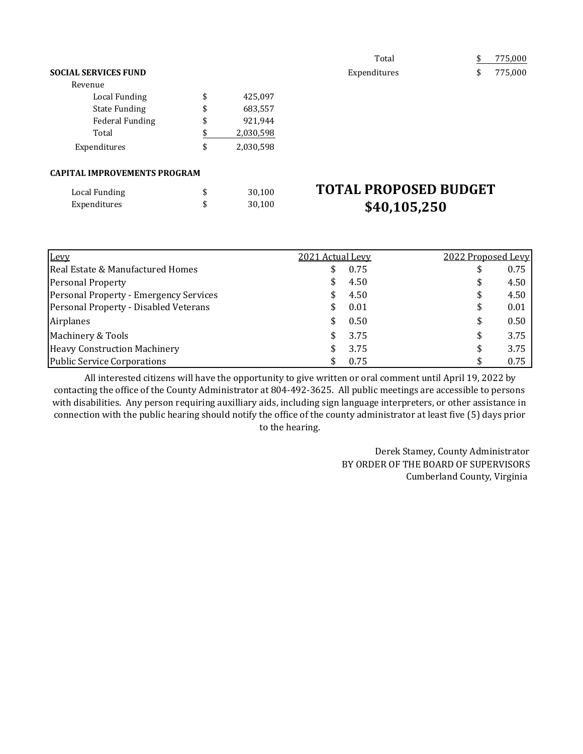| | | |
|---|---|---|
| Total | $ | 775,000 |
| Expenditures | $ | 775,000 |

**SOCIAL SERVICES FUND**

| | | |
|---|---|---|
| Revenue | | |
| Local Funding | $ | 425,097 |
| State Funding | $ | 683,557 |
| Federal Funding | $ | 921,944 |
| Total | $ | 2,030,598 |
| Expenditures | $ | 2,030,598 |

**CAPITAL IMPROVEMENTS PROGRAM**

| | | |
|---|---|---|
| Local Funding | $ | 30,100 |
| Expenditures | $ | 30,100 |

# TOTAL PROPOSED BUDGET
# $40,105,250

| Levy | 2021 Actual Levy | 2022 Proposed Levy |
|---|---|---|
| Real Estate & Manufactured Homes | $ 0.75 | $ 0.75 |
| Personal Property | $ 4.50 | $ 4.50 |
| Personal Property - Emergency Services | $ 4.50 | $ 4.50 |
| Personal Property - Disabled Veterans | $ 0.01 | $ 0.01 |
| Airplanes | $ 0.50 | $ 0.50 |
| Machinery & Tools | $ 3.75 | $ 3.75 |
| Heavy Construction Machinery | $ 3.75 | $ 3.75 |
| Public Service Corporations | $ 0.75 | $ 0.75 |

All interested citizens will have the opportunity to give written or oral comment until April 19, 2022 by contacting the office of the County Administrator at 804-492-3625. All public meetings are accessible to persons with disabilities. Any person requiring auxilliary aids, including sign language interpreters, or other assistance in connection with the public hearing should notify the office of the county administrator at least five (5) days prior to the hearing.

Derek Stamey, County Administrator
BY ORDER OF THE BOARD OF SUPERVISORS
Cumberland County, Virginia